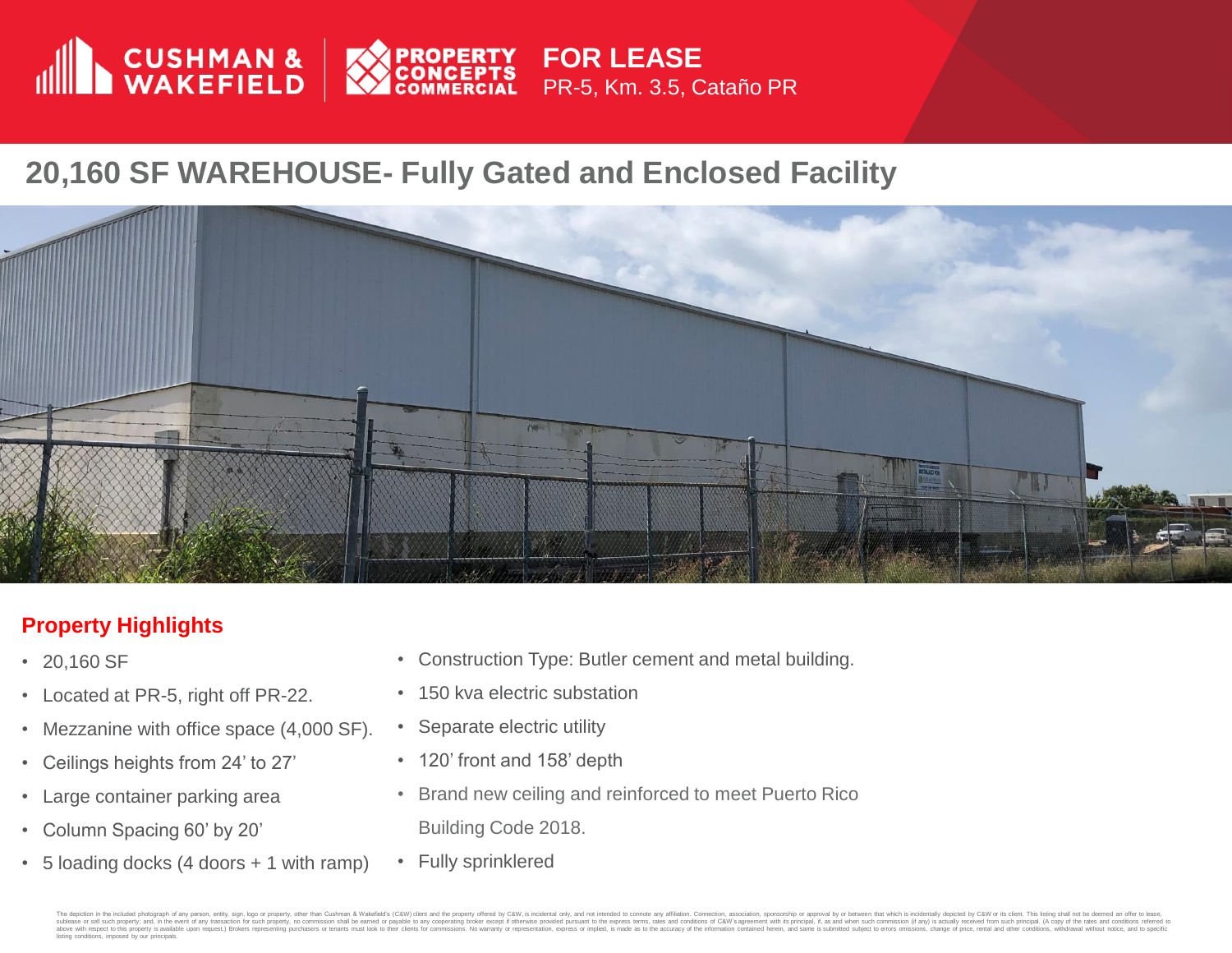CUSHMAN & WAKEFIELD | PROPERTY CONCEPTS COMMERCIAL

**FOR LEASE**
PR-5, Km. 3.5, Cataño PR

# 20,160 SF WAREHOUSE- Fully Gated and Enclosed Facility

## Property Highlights

- 20,160 SF
- Located at PR-5, right off PR-22.
- Mezzanine with office space (4,000 SF).
- Ceilings heights from 24' to 27'
- Large container parking area
- Column Spacing 60' by 20'
- 5 loading docks (4 doors + 1 with ramp)
- Construction Type: Butler cement and metal building.
- 150 kva electric substation
- Separate electric utility
- 120' front and 158' depth
- Brand new ceiling and reinforced to meet Puerto Rico Building Code 2018.
- Fully sprinklered

The depiction in the included photograph of any person, entity, sign, logo or property, other than Cushman & Wakefield's (C&W) client and the property offered by C&W, is incidental only, and not intended to connote any affiliation. Connection, association, sponsorship or approval by or between that which is incidentally depicted by C&W or its client. This listing shall not be deemed an offer to lease, sublease or sell such property; and, in the event of any transaction for such property, no commission shall be earned or payable to any cooperating broker except if otherwise provided pursuant to the express terms, rates and conditions of C&W's agreement with its principal, if, as and when such commission (if any) is actually received from such principal. (A copy of the rates and conditions referred to above with respect to this property is available upon request.) Brokers representing purchasers or tenants must look to their clients for commissions. No warranty or representation, express or implied, is made as to the accuracy of the information contained herein, and same is submitted subject to errors omissions, change of price, rental and other conditions, withdrawal without notice, and to specific listing conditions, imposed by our principals.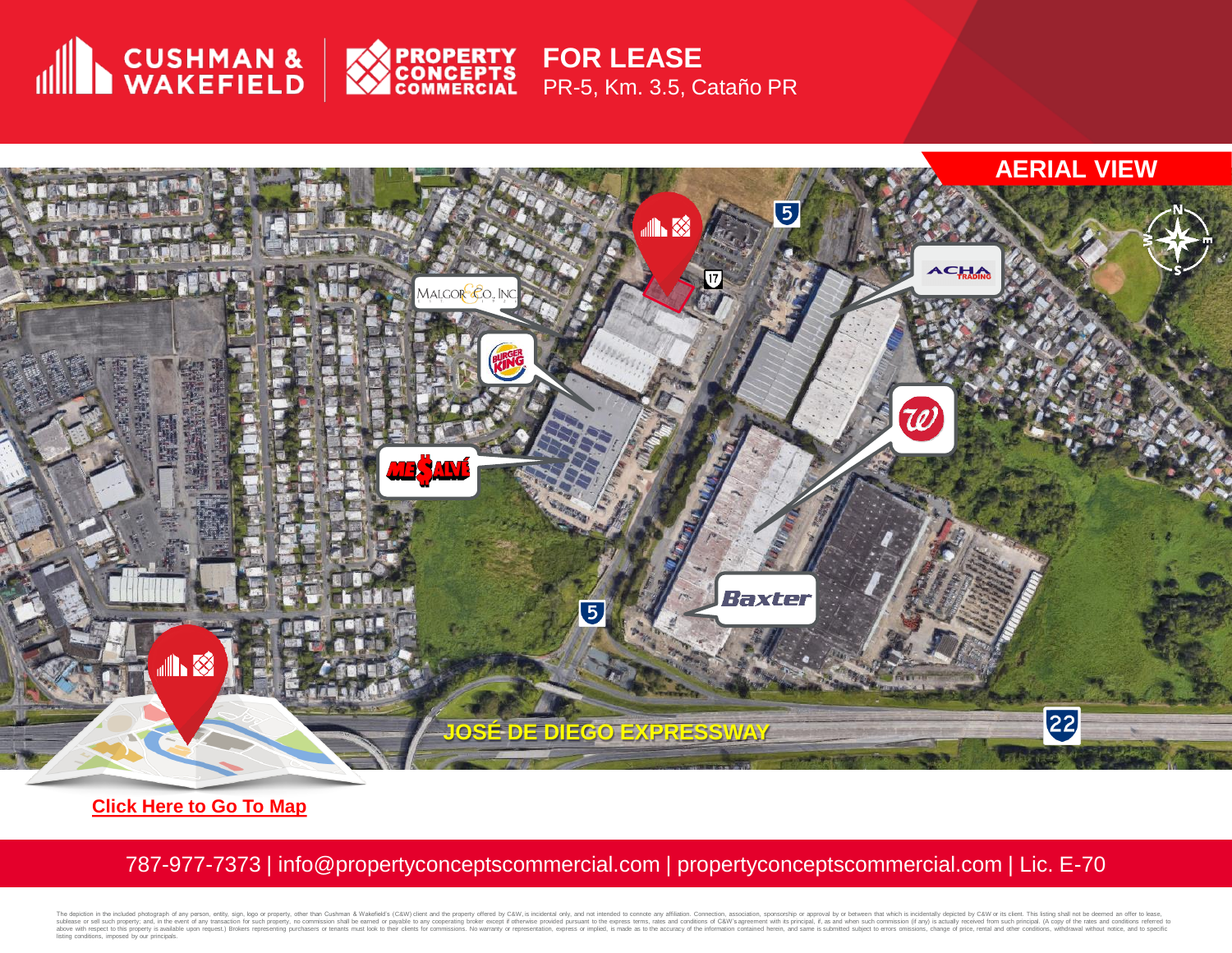# FOR LEASE

PR-5, Km. 3.5, Cataño PR

## AERIAL VIEW

Click Here to Go To Map

787-977-7373 | info@propertyconceptscommercial.com | propertyconceptscommercial.com | Lic. E-70

The depiction in the included photograph of any person, entity, sign, logo or property, other than Cushman & Wakefield's (C&W) client and the property offered by C&W, is incidental only, and not intended to connote any affiliation. Connection, association, sponsorship or approval by or between that which is incidentally depicted by C&W or its client. This listing shall not be deemed an offer to lease, sublease or sell such property; and, in the event of any transaction for such property, no commission shall be earned or payable to any cooperating broker except if otherwise provided pursuant to the express terms, rates and conditions of C&W's agreement with its principal, if, as and when such commission (if any) is actually received from such principal. (A copy of the rates and conditions referred to above with respect to this property is available upon request.) Brokers representing purchasers or tenants must look to their clients for commissions. No warranty or representation, express or implied, is made as to the accuracy of the information contained herein, and same is submitted subject to errors omissions, change of price, rental and other conditions, withdrawal without notice, and to specific listing conditions, imposed by our principals.